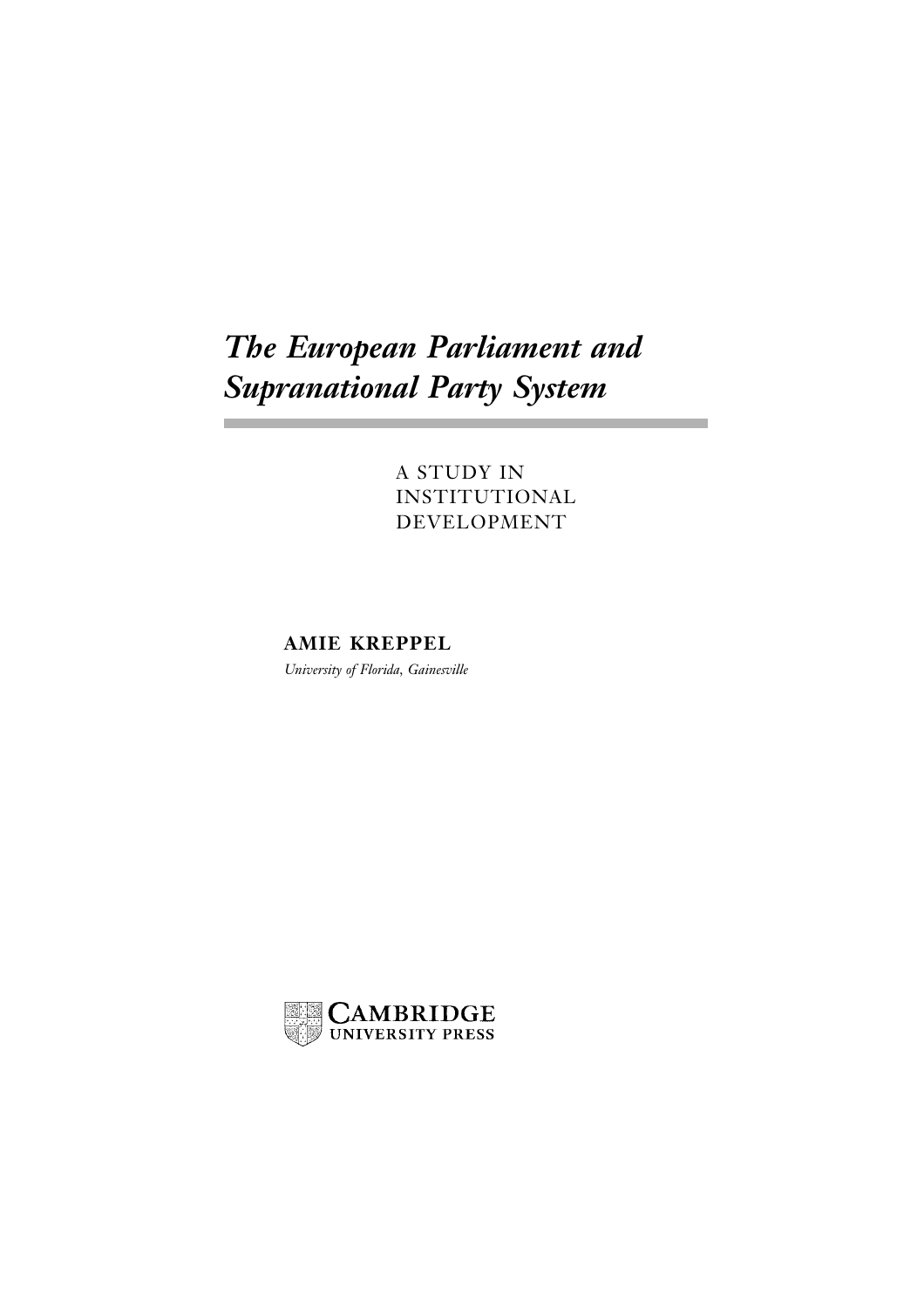# *The European Parliament and Supranational Party System*

A STUDY IN INSTITUTIONAL DEVELOPMENT

**AMIE KREPPEL**

*University of Florida, Gainesville*

CAMBRIDGE UNIVERSITY PRESS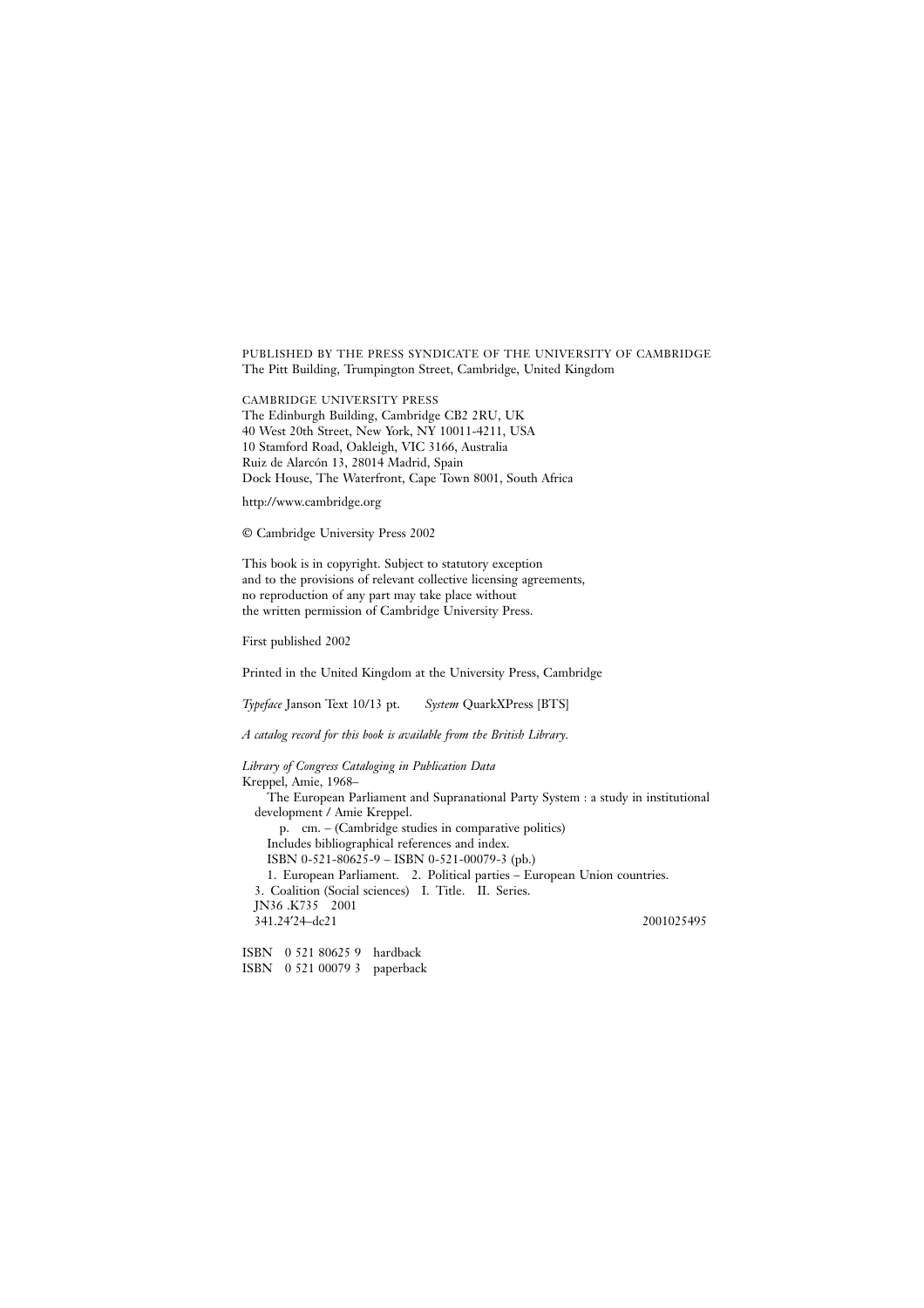PUBLISHED BY THE PRESS SYNDICATE OF THE UNIVERSITY OF CAMBRIDGE
The Pitt Building, Trumpington Street, Cambridge, United Kingdom

CAMBRIDGE UNIVERSITY PRESS
The Edinburgh Building, Cambridge CB2 2RU, UK
40 West 20th Street, New York, NY 10011-4211, USA
10 Stamford Road, Oakleigh, VIC 3166, Australia
Ruiz de Alarcón 13, 28014 Madrid, Spain
Dock House, The Waterfront, Cape Town 8001, South Africa

http://www.cambridge.org

© Cambridge University Press 2002

This book is in copyright. Subject to statutory exception
and to the provisions of relevant collective licensing agreements,
no reproduction of any part may take place without
the written permission of Cambridge University Press.

First published 2002

Printed in the United Kingdom at the University Press, Cambridge

*Typeface* Janson Text 10/13 pt. *System* QuarkXPress [BTS]

*A catalog record for this book is available from the British Library.*

*Library of Congress Cataloging in Publication Data*
Kreppel, Amie, 1968–
The European Parliament and Supranational Party System : a study in institutional development / Amie Kreppel.
p. cm. – (Cambridge studies in comparative politics)
Includes bibliographical references and index.
ISBN 0-521-80625-9 – ISBN 0-521-00079-3 (pb.)
1. European Parliament. 2. Political parties – European Union countries.
3. Coalition (Social sciences) I. Title. II. Series.
JN36 .K735 2001
341.24′24–dc21 2001025495

ISBN 0 521 80625 9 hardback
ISBN 0 521 00079 3 paperback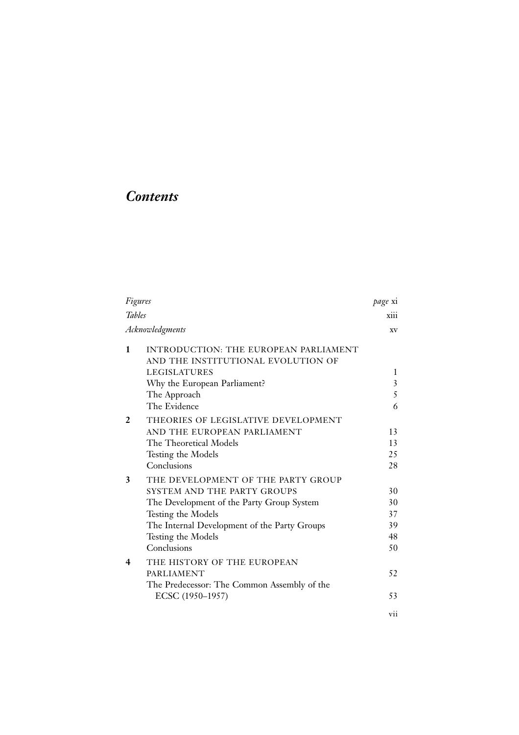# *Contents*

| | | |
|---|---|---|
| *Figures* | | *page* xi |
| *Tables* | | xiii |
| *Acknowledgments* | | xv |
| **1** | INTRODUCTION: THE EUROPEAN PARLIAMENT AND THE INSTITUTIONAL EVOLUTION OF LEGISLATURES | 1 |
| | Why the European Parliament? | 3 |
| | The Approach | 5 |
| | The Evidence | 6 |
| **2** | THEORIES OF LEGISLATIVE DEVELOPMENT AND THE EUROPEAN PARLIAMENT | 13 |
| | The Theoretical Models | 13 |
| | Testing the Models | 25 |
| | Conclusions | 28 |
| **3** | THE DEVELOPMENT OF THE PARTY GROUP SYSTEM AND THE PARTY GROUPS | 30 |
| | The Development of the Party Group System | 30 |
| | Testing the Models | 37 |
| | The Internal Development of the Party Groups | 39 |
| | Testing the Models | 48 |
| | Conclusions | 50 |
| **4** | THE HISTORY OF THE EUROPEAN PARLIAMENT | 52 |
| | The Predecessor: The Common Assembly of the ECSC (1950–1957) | 53 |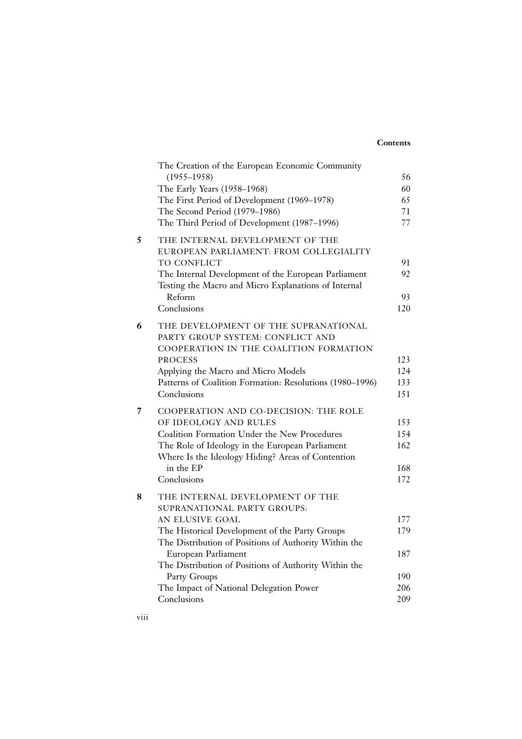The Creation of the European Economic Community (1955–1958) 56
The Early Years (1958–1968) 60
The First Period of Development (1969–1978) 65
The Second Period (1979–1986) 71
The Third Period of Development (1987–1996) 77

**5** THE INTERNAL DEVELOPMENT OF THE EUROPEAN PARLIAMENT: FROM COLLEGIALITY TO CONFLICT 91
The Internal Development of the European Parliament 92
Testing the Macro and Micro Explanations of Internal Reform 93
Conclusions 120

**6** THE DEVELOPMENT OF THE SUPRANATIONAL PARTY GROUP SYSTEM: CONFLICT AND COOPERATION IN THE COALITION FORMATION PROCESS 123
Applying the Macro and Micro Models 124
Patterns of Coalition Formation: Resolutions (1980–1996) 133
Conclusions 151

**7** COOPERATION AND CO-DECISION: THE ROLE OF IDEOLOGY AND RULES 153
Coalition Formation Under the New Procedures 154
The Role of Ideology in the European Parliament 162
Where Is the Ideology Hiding? Areas of Contention in the EP 168
Conclusions 172

**8** THE INTERNAL DEVELOPMENT OF THE SUPRANATIONAL PARTY GROUPS: AN ELUSIVE GOAL 177
The Historical Development of the Party Groups 179
The Distribution of Positions of Authority Within the European Parliament 187
The Distribution of Positions of Authority Within the Party Groups 190
The Impact of National Delegation Power 206
Conclusions 209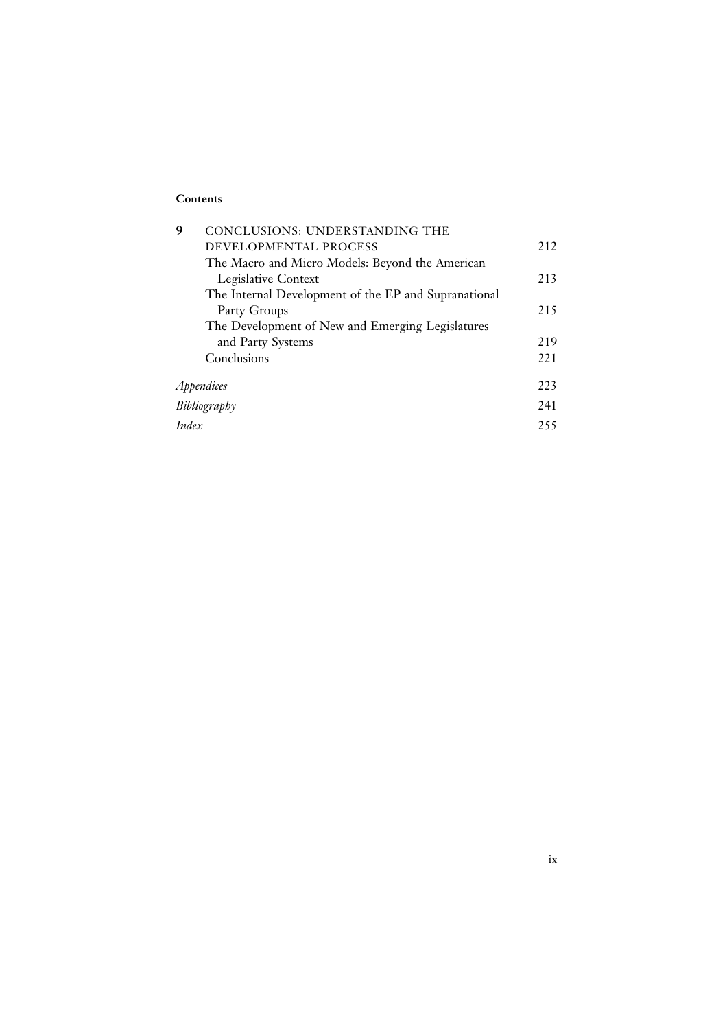**Contents**

| | | |
|---|---|---|
| **9** | CONCLUSIONS: UNDERSTANDING THE DEVELOPMENTAL PROCESS | 212 |
| | The Macro and Micro Models: Beyond the American Legislative Context | 213 |
| | The Internal Development of the EP and Supranational Party Groups | 215 |
| | The Development of New and Emerging Legislatures and Party Systems | 219 |
| | Conclusions | 221 |
| *Appendices* | | 223 |
| *Bibliography* | | 241 |
| *Index* | | 255 |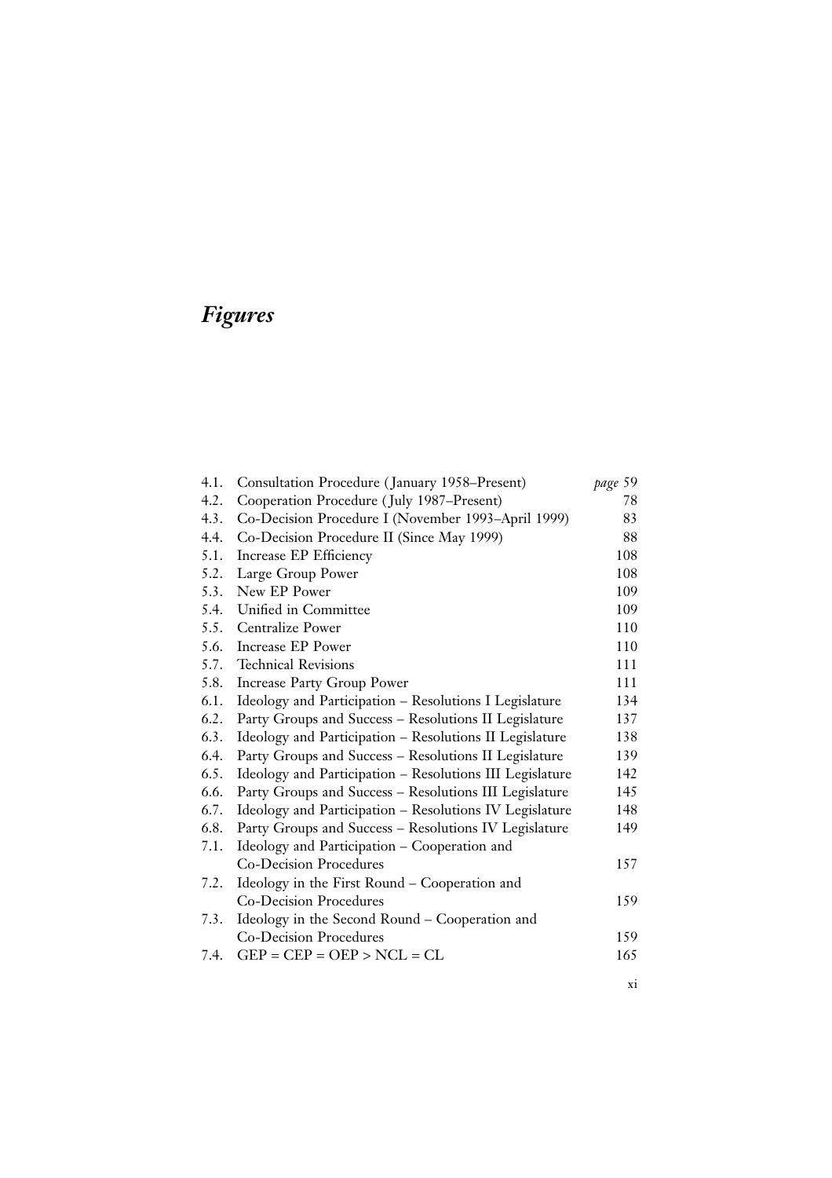# *Figures*

| | | |
|---|---|---|
| 4.1. | Consultation Procedure (January 1958–Present) | *page* 59 |
| 4.2. | Cooperation Procedure (July 1987–Present) | 78 |
| 4.3. | Co-Decision Procedure I (November 1993–April 1999) | 83 |
| 4.4. | Co-Decision Procedure II (Since May 1999) | 88 |
| 5.1. | Increase EP Efficiency | 108 |
| 5.2. | Large Group Power | 108 |
| 5.3. | New EP Power | 109 |
| 5.4. | Unified in Committee | 109 |
| 5.5. | Centralize Power | 110 |
| 5.6. | Increase EP Power | 110 |
| 5.7. | Technical Revisions | 111 |
| 5.8. | Increase Party Group Power | 111 |
| 6.1. | Ideology and Participation – Resolutions I Legislature | 134 |
| 6.2. | Party Groups and Success – Resolutions II Legislature | 137 |
| 6.3. | Ideology and Participation – Resolutions II Legislature | 138 |
| 6.4. | Party Groups and Success – Resolutions II Legislature | 139 |
| 6.5. | Ideology and Participation – Resolutions III Legislature | 142 |
| 6.6. | Party Groups and Success – Resolutions III Legislature | 145 |
| 6.7. | Ideology and Participation – Resolutions IV Legislature | 148 |
| 6.8. | Party Groups and Success – Resolutions IV Legislature | 149 |
| 7.1. | Ideology and Participation – Cooperation and Co-Decision Procedures | 157 |
| 7.2. | Ideology in the First Round – Cooperation and Co-Decision Procedures | 159 |
| 7.3. | Ideology in the Second Round – Cooperation and Co-Decision Procedures | 159 |
| 7.4. | GEP = CEP = OEP > NCL = CL | 165 |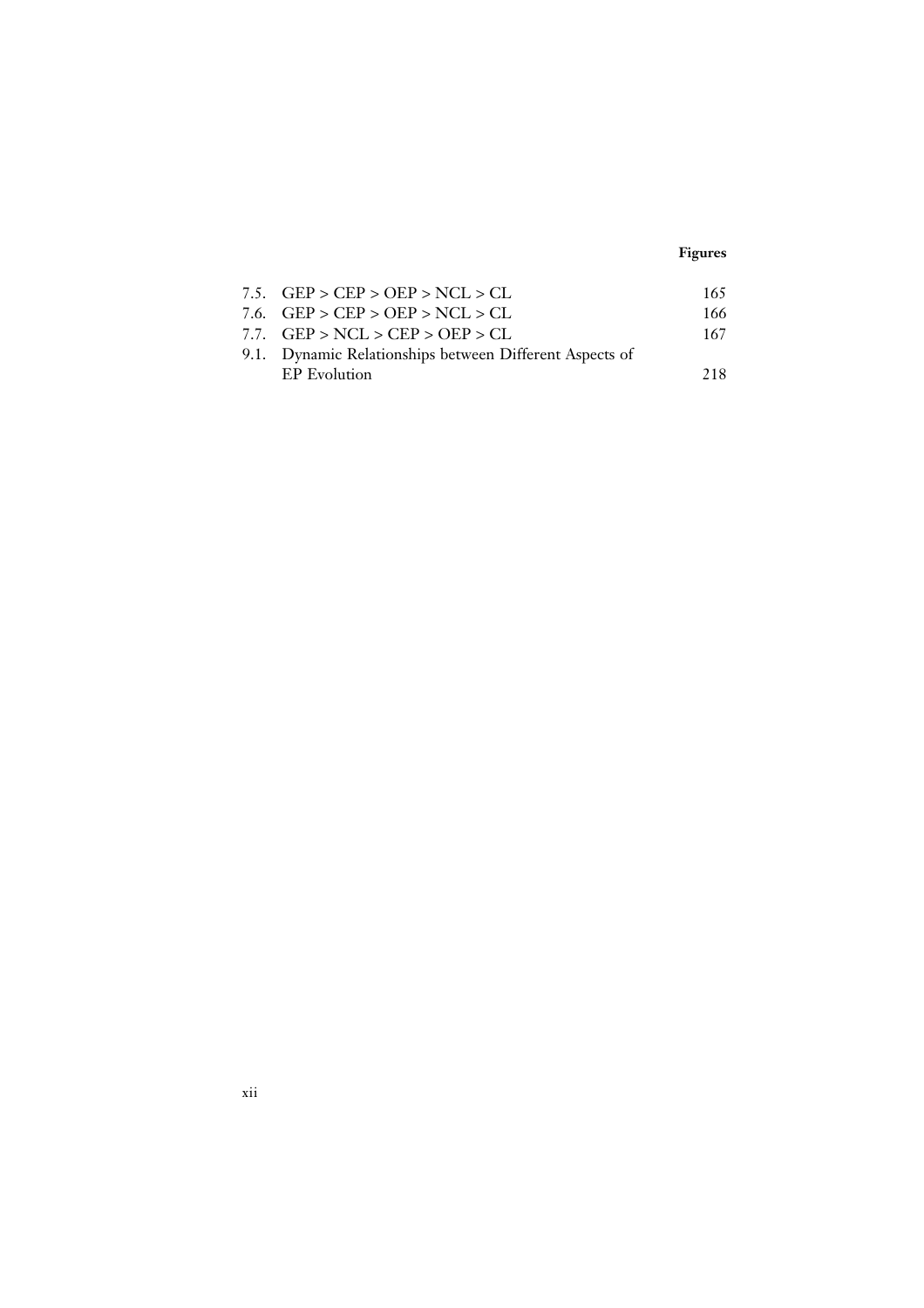7.5. GEP > CEP > OEP > NCL > CL 165
7.6. GEP > CEP > OEP > NCL > CL 166
7.7. GEP > NCL > CEP > OEP > CL 167
9.1. Dynamic Relationships between Different Aspects of EP Evolution 218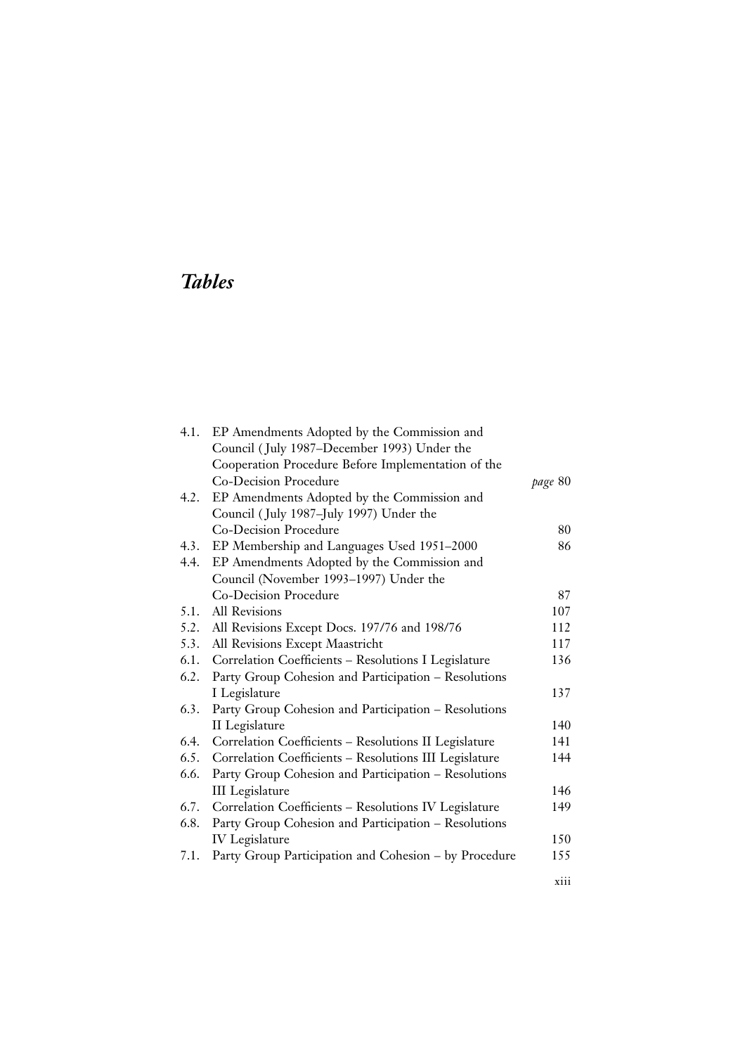# *Tables*

| | | |
|---|---|---|
| 4.1. | EP Amendments Adopted by the Commission and Council ( July 1987–December 1993) Under the Cooperation Procedure Before Implementation of the Co-Decision Procedure | *page* 80 |
| 4.2. | EP Amendments Adopted by the Commission and Council ( July 1987–July 1997) Under the Co-Decision Procedure | 80 |
| 4.3. | EP Membership and Languages Used 1951–2000 | 86 |
| 4.4. | EP Amendments Adopted by the Commission and Council (November 1993–1997) Under the Co-Decision Procedure | 87 |
| 5.1. | All Revisions | 107 |
| 5.2. | All Revisions Except Docs. 197/76 and 198/76 | 112 |
| 5.3. | All Revisions Except Maastricht | 117 |
| 6.1. | Correlation Coefficients – Resolutions I Legislature | 136 |
| 6.2. | Party Group Cohesion and Participation – Resolutions I Legislature | 137 |
| 6.3. | Party Group Cohesion and Participation – Resolutions II Legislature | 140 |
| 6.4. | Correlation Coefficients – Resolutions II Legislature | 141 |
| 6.5. | Correlation Coefficients – Resolutions III Legislature | 144 |
| 6.6. | Party Group Cohesion and Participation – Resolutions III Legislature | 146 |
| 6.7. | Correlation Coefficients – Resolutions IV Legislature | 149 |
| 6.8. | Party Group Cohesion and Participation – Resolutions IV Legislature | 150 |
| 7.1. | Party Group Participation and Cohesion – by Procedure | 155 |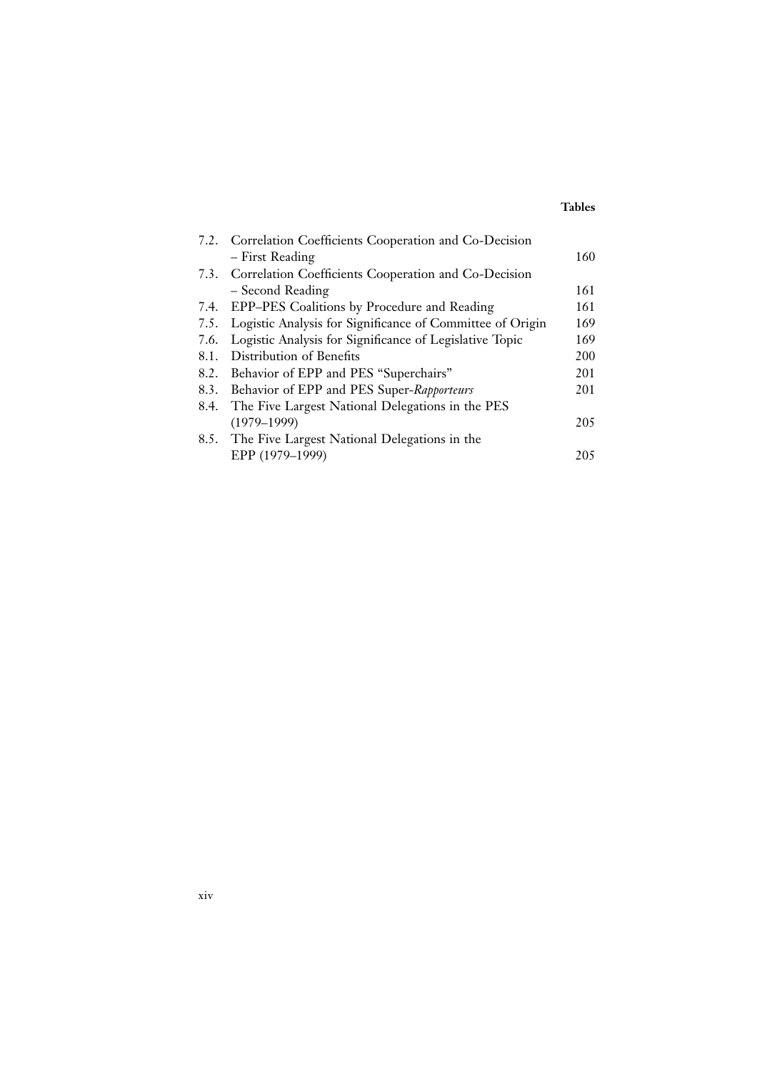| | | |
|---|---|---|
| 7.2. | Correlation Coefficients Cooperation and Co-Decision – First Reading | 160 |
| 7.3. | Correlation Coefficients Cooperation and Co-Decision – Second Reading | 161 |
| 7.4. | EPP–PES Coalitions by Procedure and Reading | 161 |
| 7.5. | Logistic Analysis for Significance of Committee of Origin | 169 |
| 7.6. | Logistic Analysis for Significance of Legislative Topic | 169 |
| 8.1. | Distribution of Benefits | 200 |
| 8.2. | Behavior of EPP and PES "Superchairs" | 201 |
| 8.3. | Behavior of EPP and PES Super-*Rapporteurs* | 201 |
| 8.4. | The Five Largest National Delegations in the PES (1979–1999) | 205 |
| 8.5. | The Five Largest National Delegations in the EPP (1979–1999) | 205 |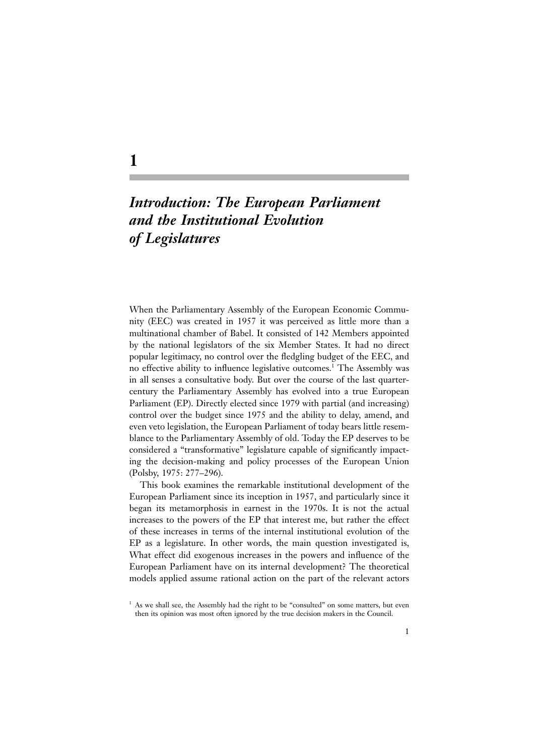# 1

## *Introduction: The European Parliament and the Institutional Evolution of Legislatures*

When the Parliamentary Assembly of the European Economic Community (EEC) was created in 1957 it was perceived as little more than a multinational chamber of Babel. It consisted of 142 Members appointed by the national legislators of the six Member States. It had no direct popular legitimacy, no control over the fledgling budget of the EEC, and no effective ability to influence legislative outcomes.[1] The Assembly was in all senses a consultative body. But over the course of the last quarter-century the Parliamentary Assembly has evolved into a true European Parliament (EP). Directly elected since 1979 with partial (and increasing) control over the budget since 1975 and the ability to delay, amend, and even veto legislation, the European Parliament of today bears little resemblance to the Parliamentary Assembly of old. Today the EP deserves to be considered a "transformative" legislature capable of significantly impacting the decision-making and policy processes of the European Union (Polsby, 1975: 277–296).

This book examines the remarkable institutional development of the European Parliament since its inception in 1957, and particularly since it began its metamorphosis in earnest in the 1970s. It is not the actual increases to the powers of the EP that interest me, but rather the effect of these increases in terms of the internal institutional evolution of the EP as a legislature. In other words, the main question investigated is, What effect did exogenous increases in the powers and influence of the European Parliament have on its internal development? The theoretical models applied assume rational action on the part of the relevant actors

[1] As we shall see, the Assembly had the right to be "consulted" on some matters, but even then its opinion was most often ignored by the true decision makers in the Council.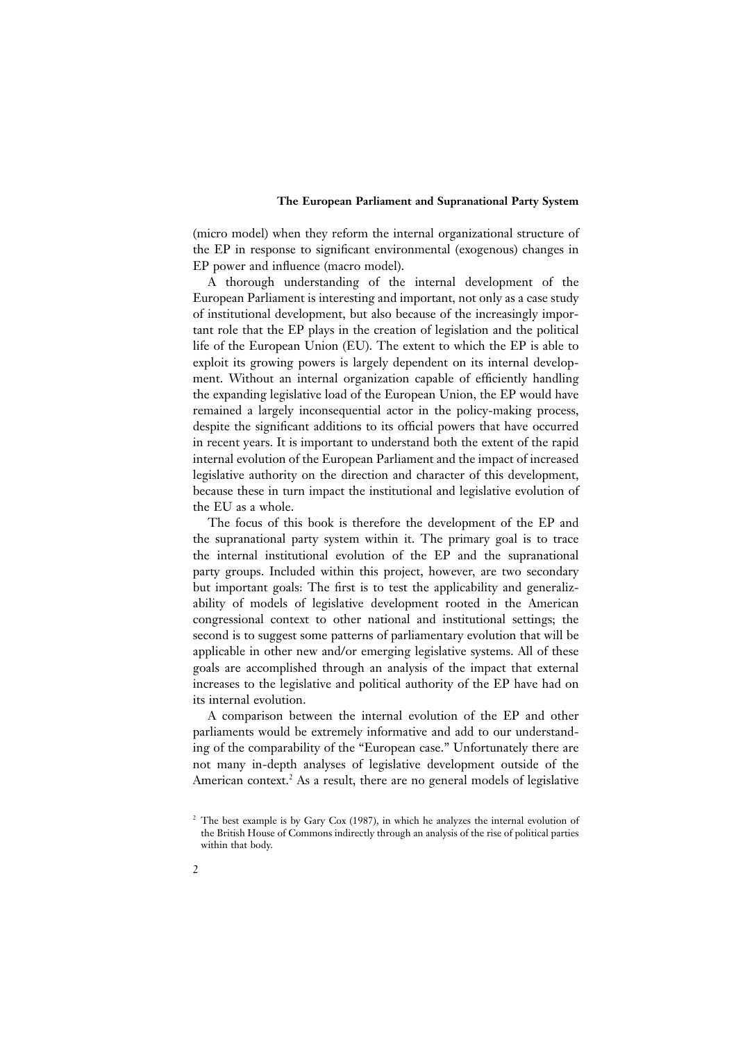(micro model) when they reform the internal organizational structure of the EP in response to significant environmental (exogenous) changes in EP power and influence (macro model).

A thorough understanding of the internal development of the European Parliament is interesting and important, not only as a case study of institutional development, but also because of the increasingly important role that the EP plays in the creation of legislation and the political life of the European Union (EU). The extent to which the EP is able to exploit its growing powers is largely dependent on its internal development. Without an internal organization capable of efficiently handling the expanding legislative load of the European Union, the EP would have remained a largely inconsequential actor in the policy-making process, despite the significant additions to its official powers that have occurred in recent years. It is important to understand both the extent of the rapid internal evolution of the European Parliament and the impact of increased legislative authority on the direction and character of this development, because these in turn impact the institutional and legislative evolution of the EU as a whole.

The focus of this book is therefore the development of the EP and the supranational party system within it. The primary goal is to trace the internal institutional evolution of the EP and the supranational party groups. Included within this project, however, are two secondary but important goals: The first is to test the applicability and generalizability of models of legislative development rooted in the American congressional context to other national and institutional settings; the second is to suggest some patterns of parliamentary evolution that will be applicable in other new and/or emerging legislative systems. All of these goals are accomplished through an analysis of the impact that external increases to the legislative and political authority of the EP have had on its internal evolution.

A comparison between the internal evolution of the EP and other parliaments would be extremely informative and add to our understanding of the comparability of the "European case." Unfortunately there are not many in-depth analyses of legislative development outside of the American context.[2] As a result, there are no general models of legislative

[2] The best example is by Gary Cox (1987), in which he analyzes the internal evolution of the British House of Commons indirectly through an analysis of the rise of political parties within that body.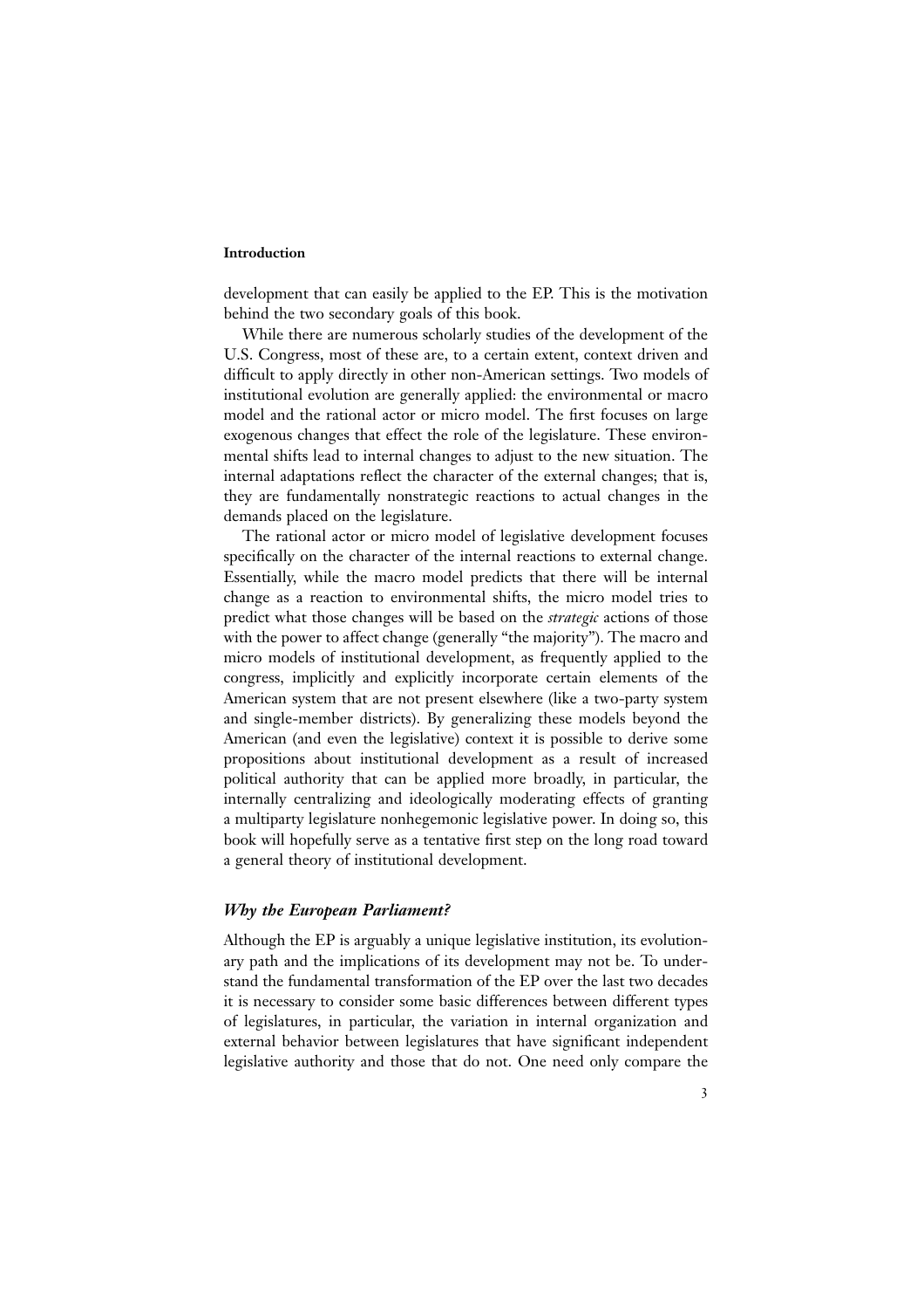development that can easily be applied to the EP. This is the motivation behind the two secondary goals of this book.

While there are numerous scholarly studies of the development of the U.S. Congress, most of these are, to a certain extent, context driven and difficult to apply directly in other non-American settings. Two models of institutional evolution are generally applied: the environmental or macro model and the rational actor or micro model. The first focuses on large exogenous changes that effect the role of the legislature. These environmental shifts lead to internal changes to adjust to the new situation. The internal adaptations reflect the character of the external changes; that is, they are fundamentally nonstrategic reactions to actual changes in the demands placed on the legislature.

The rational actor or micro model of legislative development focuses specifically on the character of the internal reactions to external change. Essentially, while the macro model predicts that there will be internal change as a reaction to environmental shifts, the micro model tries to predict what those changes will be based on the *strategic* actions of those with the power to affect change (generally "the majority"). The macro and micro models of institutional development, as frequently applied to the congress, implicitly and explicitly incorporate certain elements of the American system that are not present elsewhere (like a two-party system and single-member districts). By generalizing these models beyond the American (and even the legislative) context it is possible to derive some propositions about institutional development as a result of increased political authority that can be applied more broadly, in particular, the internally centralizing and ideologically moderating effects of granting a multiparty legislature nonhegemonic legislative power. In doing so, this book will hopefully serve as a tentative first step on the long road toward a general theory of institutional development.

### *Why the European Parliament?*

Although the EP is arguably a unique legislative institution, its evolutionary path and the implications of its development may not be. To understand the fundamental transformation of the EP over the last two decades it is necessary to consider some basic differences between different types of legislatures, in particular, the variation in internal organization and external behavior between legislatures that have significant independent legislative authority and those that do not. One need only compare the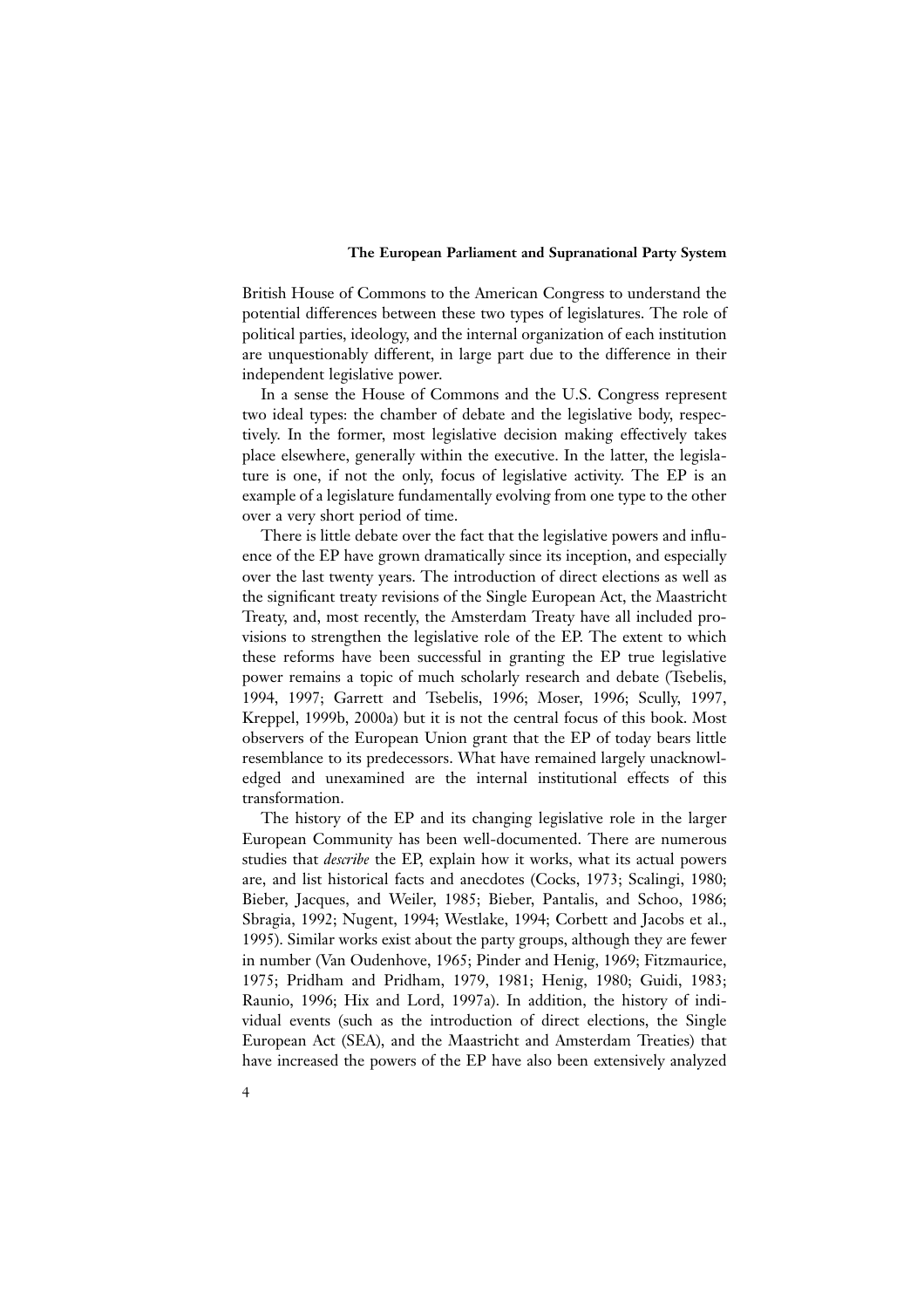British House of Commons to the American Congress to understand the potential differences between these two types of legislatures. The role of political parties, ideology, and the internal organization of each institution are unquestionably different, in large part due to the difference in their independent legislative power.

In a sense the House of Commons and the U.S. Congress represent two ideal types: the chamber of debate and the legislative body, respectively. In the former, most legislative decision making effectively takes place elsewhere, generally within the executive. In the latter, the legislature is one, if not the only, focus of legislative activity. The EP is an example of a legislature fundamentally evolving from one type to the other over a very short period of time.

There is little debate over the fact that the legislative powers and influence of the EP have grown dramatically since its inception, and especially over the last twenty years. The introduction of direct elections as well as the significant treaty revisions of the Single European Act, the Maastricht Treaty, and, most recently, the Amsterdam Treaty have all included provisions to strengthen the legislative role of the EP. The extent to which these reforms have been successful in granting the EP true legislative power remains a topic of much scholarly research and debate (Tsebelis, 1994, 1997; Garrett and Tsebelis, 1996; Moser, 1996; Scully, 1997, Kreppel, 1999b, 2000a) but it is not the central focus of this book. Most observers of the European Union grant that the EP of today bears little resemblance to its predecessors. What have remained largely unacknowledged and unexamined are the internal institutional effects of this transformation.

The history of the EP and its changing legislative role in the larger European Community has been well-documented. There are numerous studies that *describe* the EP, explain how it works, what its actual powers are, and list historical facts and anecdotes (Cocks, 1973; Scalingi, 1980; Bieber, Jacques, and Weiler, 1985; Bieber, Pantalis, and Schoo, 1986; Sbragia, 1992; Nugent, 1994; Westlake, 1994; Corbett and Jacobs et al., 1995). Similar works exist about the party groups, although they are fewer in number (Van Oudenhove, 1965; Pinder and Henig, 1969; Fitzmaurice, 1975; Pridham and Pridham, 1979, 1981; Henig, 1980; Guidi, 1983; Raunio, 1996; Hix and Lord, 1997a). In addition, the history of individual events (such as the introduction of direct elections, the Single European Act (SEA), and the Maastricht and Amsterdam Treaties) that have increased the powers of the EP have also been extensively analyzed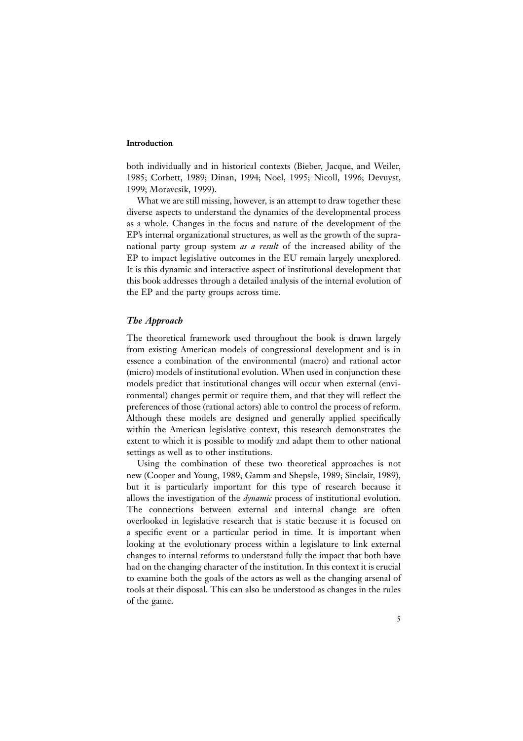both individually and in historical contexts (Bieber, Jacque, and Weiler, 1985; Corbett, 1989; Dinan, 1994; Noel, 1995; Nicoll, 1996; Devuyst, 1999; Moravcsik, 1999).

What we are still missing, however, is an attempt to draw together these diverse aspects to understand the dynamics of the developmental process as a whole. Changes in the focus and nature of the development of the EP's internal organizational structures, as well as the growth of the supranational party group system *as a result* of the increased ability of the EP to impact legislative outcomes in the EU remain largely unexplored. It is this dynamic and interactive aspect of institutional development that this book addresses through a detailed analysis of the internal evolution of the EP and the party groups across time.

## *The Approach*

The theoretical framework used throughout the book is drawn largely from existing American models of congressional development and is in essence a combination of the environmental (macro) and rational actor (micro) models of institutional evolution. When used in conjunction these models predict that institutional changes will occur when external (environmental) changes permit or require them, and that they will reflect the preferences of those (rational actors) able to control the process of reform. Although these models are designed and generally applied specifically within the American legislative context, this research demonstrates the extent to which it is possible to modify and adapt them to other national settings as well as to other institutions.

Using the combination of these two theoretical approaches is not new (Cooper and Young, 1989; Gamm and Shepsle, 1989; Sinclair, 1989), but it is particularly important for this type of research because it allows the investigation of the *dynamic* process of institutional evolution. The connections between external and internal change are often overlooked in legislative research that is static because it is focused on a specific event or a particular period in time. It is important when looking at the evolutionary process within a legislature to link external changes to internal reforms to understand fully the impact that both have had on the changing character of the institution. In this context it is crucial to examine both the goals of the actors as well as the changing arsenal of tools at their disposal. This can also be understood as changes in the rules of the game.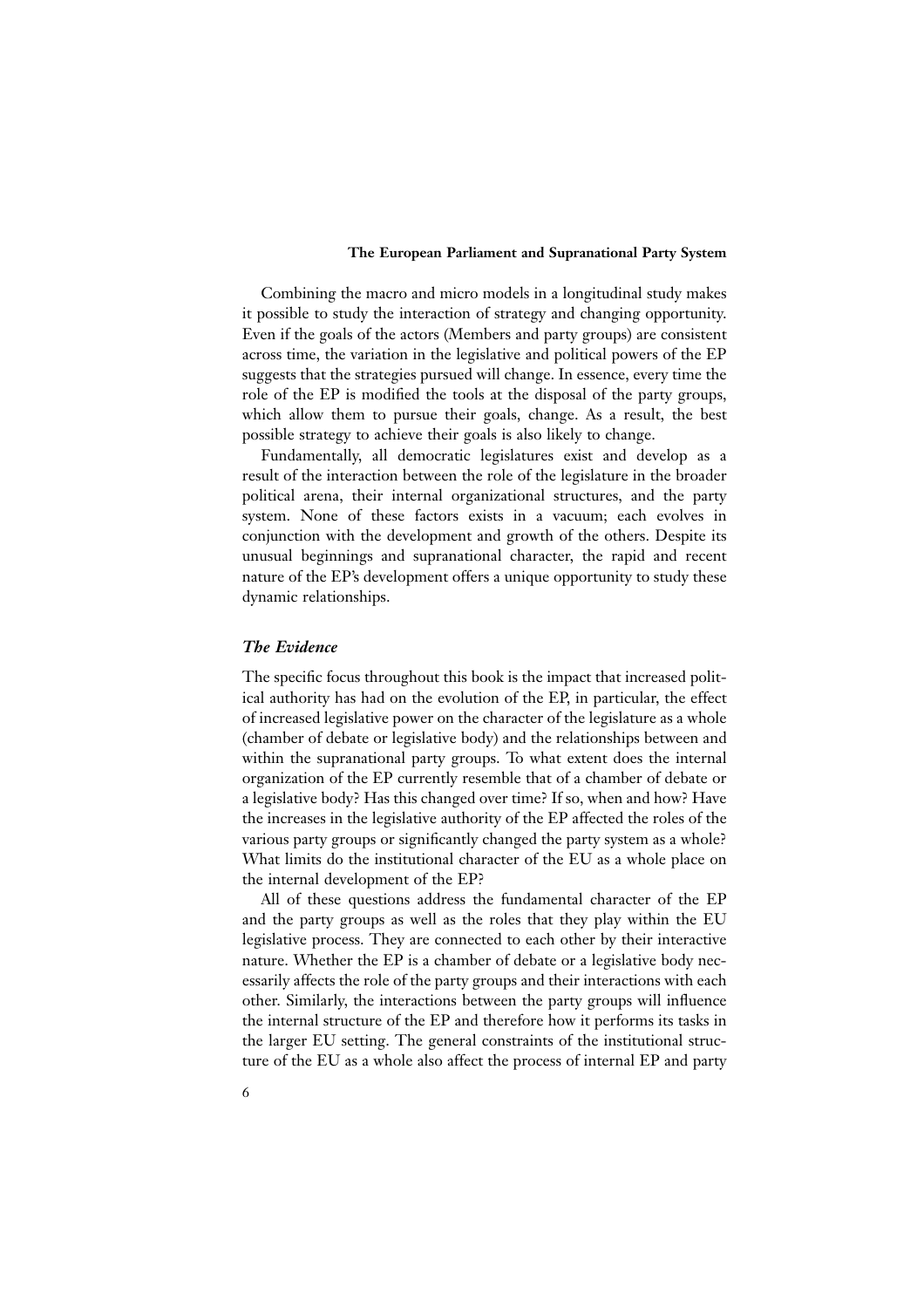Combining the macro and micro models in a longitudinal study makes it possible to study the interaction of strategy and changing opportunity. Even if the goals of the actors (Members and party groups) are consistent across time, the variation in the legislative and political powers of the EP suggests that the strategies pursued will change. In essence, every time the role of the EP is modified the tools at the disposal of the party groups, which allow them to pursue their goals, change. As a result, the best possible strategy to achieve their goals is also likely to change.

Fundamentally, all democratic legislatures exist and develop as a result of the interaction between the role of the legislature in the broader political arena, their internal organizational structures, and the party system. None of these factors exists in a vacuum; each evolves in conjunction with the development and growth of the others. Despite its unusual beginnings and supranational character, the rapid and recent nature of the EP's development offers a unique opportunity to study these dynamic relationships.

### *The Evidence*

The specific focus throughout this book is the impact that increased political authority has had on the evolution of the EP, in particular, the effect of increased legislative power on the character of the legislature as a whole (chamber of debate or legislative body) and the relationships between and within the supranational party groups. To what extent does the internal organization of the EP currently resemble that of a chamber of debate or a legislative body? Has this changed over time? If so, when and how? Have the increases in the legislative authority of the EP affected the roles of the various party groups or significantly changed the party system as a whole? What limits do the institutional character of the EU as a whole place on the internal development of the EP?

All of these questions address the fundamental character of the EP and the party groups as well as the roles that they play within the EU legislative process. They are connected to each other by their interactive nature. Whether the EP is a chamber of debate or a legislative body necessarily affects the role of the party groups and their interactions with each other. Similarly, the interactions between the party groups will influence the internal structure of the EP and therefore how it performs its tasks in the larger EU setting. The general constraints of the institutional structure of the EU as a whole also affect the process of internal EP and party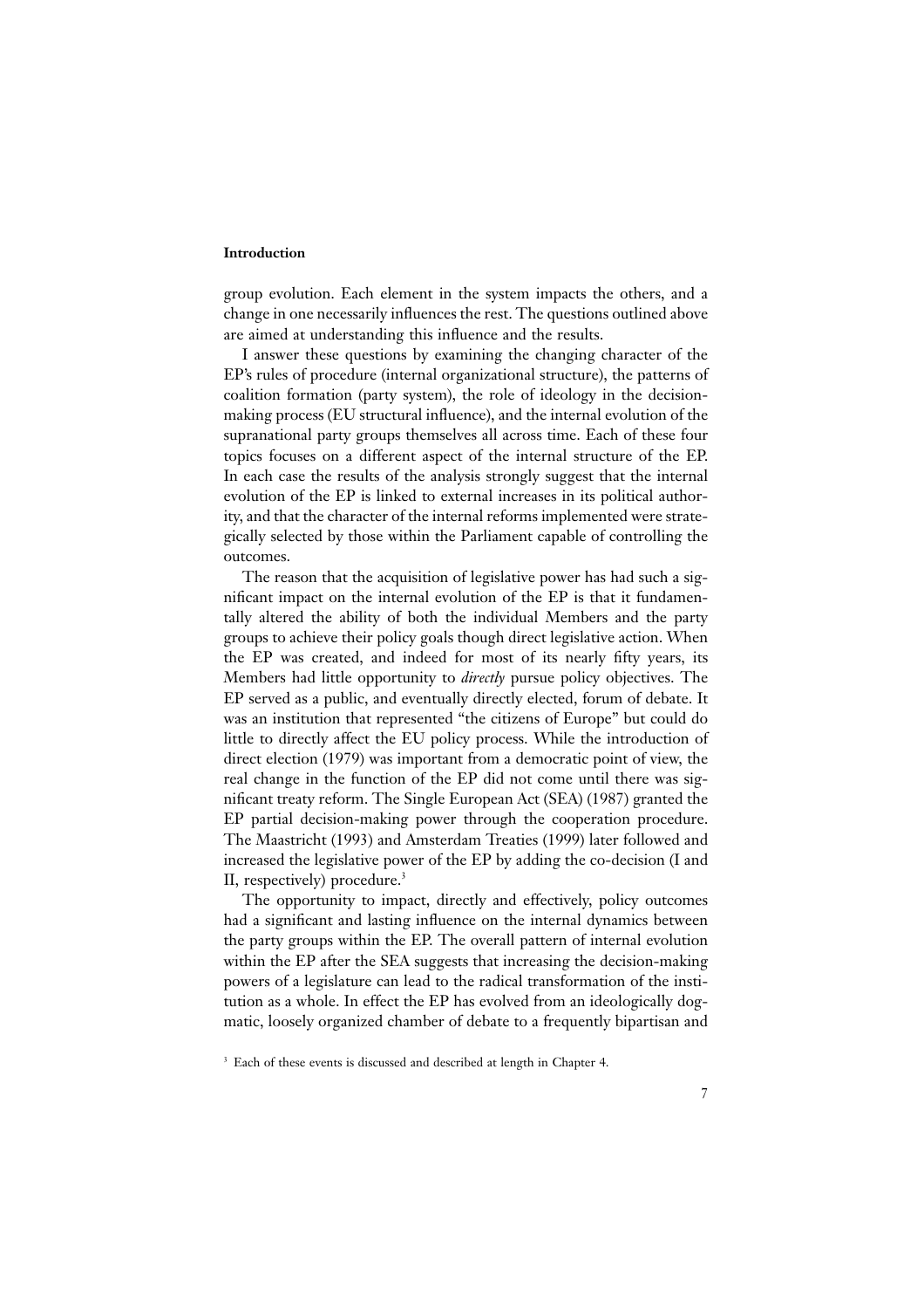group evolution. Each element in the system impacts the others, and a change in one necessarily influences the rest. The questions outlined above are aimed at understanding this influence and the results.

I answer these questions by examining the changing character of the EP's rules of procedure (internal organizational structure), the patterns of coalition formation (party system), the role of ideology in the decision-making process (EU structural influence), and the internal evolution of the supranational party groups themselves all across time. Each of these four topics focuses on a different aspect of the internal structure of the EP. In each case the results of the analysis strongly suggest that the internal evolution of the EP is linked to external increases in its political authority, and that the character of the internal reforms implemented were strategically selected by those within the Parliament capable of controlling the outcomes.

The reason that the acquisition of legislative power has had such a significant impact on the internal evolution of the EP is that it fundamentally altered the ability of both the individual Members and the party groups to achieve their policy goals though direct legislative action. When the EP was created, and indeed for most of its nearly fifty years, its Members had little opportunity to *directly* pursue policy objectives. The EP served as a public, and eventually directly elected, forum of debate. It was an institution that represented "the citizens of Europe" but could do little to directly affect the EU policy process. While the introduction of direct election (1979) was important from a democratic point of view, the real change in the function of the EP did not come until there was significant treaty reform. The Single European Act (SEA) (1987) granted the EP partial decision-making power through the cooperation procedure. The Maastricht (1993) and Amsterdam Treaties (1999) later followed and increased the legislative power of the EP by adding the co-decision (I and II, respectively) procedure.[3]

The opportunity to impact, directly and effectively, policy outcomes had a significant and lasting influence on the internal dynamics between the party groups within the EP. The overall pattern of internal evolution within the EP after the SEA suggests that increasing the decision-making powers of a legislature can lead to the radical transformation of the institution as a whole. In effect the EP has evolved from an ideologically dogmatic, loosely organized chamber of debate to a frequently bipartisan and

[3] Each of these events is discussed and described at length in Chapter 4.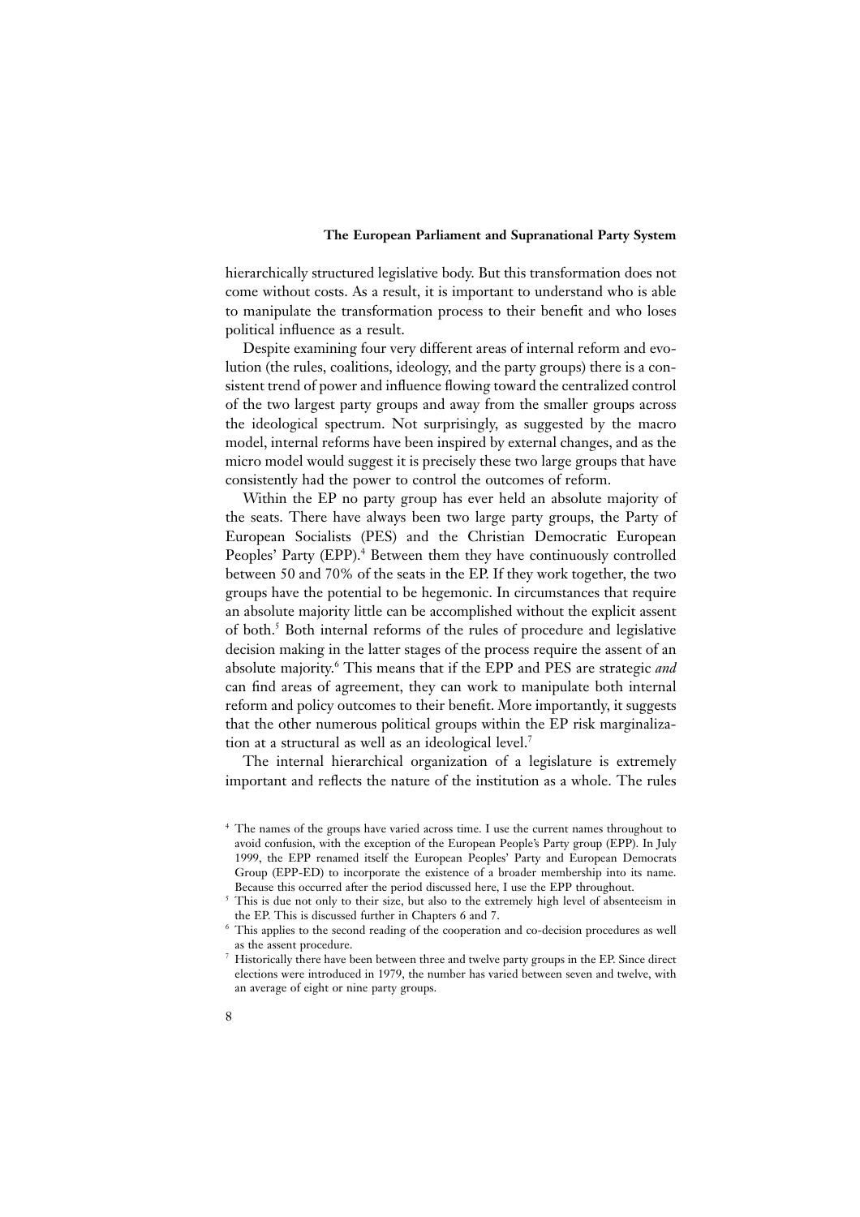hierarchically structured legislative body. But this transformation does not come without costs. As a result, it is important to understand who is able to manipulate the transformation process to their benefit and who loses political influence as a result.

Despite examining four very different areas of internal reform and evolution (the rules, coalitions, ideology, and the party groups) there is a consistent trend of power and influence flowing toward the centralized control of the two largest party groups and away from the smaller groups across the ideological spectrum. Not surprisingly, as suggested by the macro model, internal reforms have been inspired by external changes, and as the micro model would suggest it is precisely these two large groups that have consistently had the power to control the outcomes of reform.

Within the EP no party group has ever held an absolute majority of the seats. There have always been two large party groups, the Party of European Socialists (PES) and the Christian Democratic European Peoples' Party (EPP).[4] Between them they have continuously controlled between 50 and 70% of the seats in the EP. If they work together, the two groups have the potential to be hegemonic. In circumstances that require an absolute majority little can be accomplished without the explicit assent of both.[5] Both internal reforms of the rules of procedure and legislative decision making in the latter stages of the process require the assent of an absolute majority.[6] This means that if the EPP and PES are strategic *and* can find areas of agreement, they can work to manipulate both internal reform and policy outcomes to their benefit. More importantly, it suggests that the other numerous political groups within the EP risk marginalization at a structural as well as an ideological level.[7]

The internal hierarchical organization of a legislature is extremely important and reflects the nature of the institution as a whole. The rules

---

[4] The names of the groups have varied across time. I use the current names throughout to avoid confusion, with the exception of the European People's Party group (EPP). In July 1999, the EPP renamed itself the European Peoples' Party and European Democrats Group (EPP-ED) to incorporate the existence of a broader membership into its name. Because this occurred after the period discussed here, I use the EPP throughout.

[5] This is due not only to their size, but also to the extremely high level of absenteeism in the EP. This is discussed further in Chapters 6 and 7.

[6] This applies to the second reading of the cooperation and co-decision procedures as well as the assent procedure.

[7] Historically there have been between three and twelve party groups in the EP. Since direct elections were introduced in 1979, the number has varied between seven and twelve, with an average of eight or nine party groups.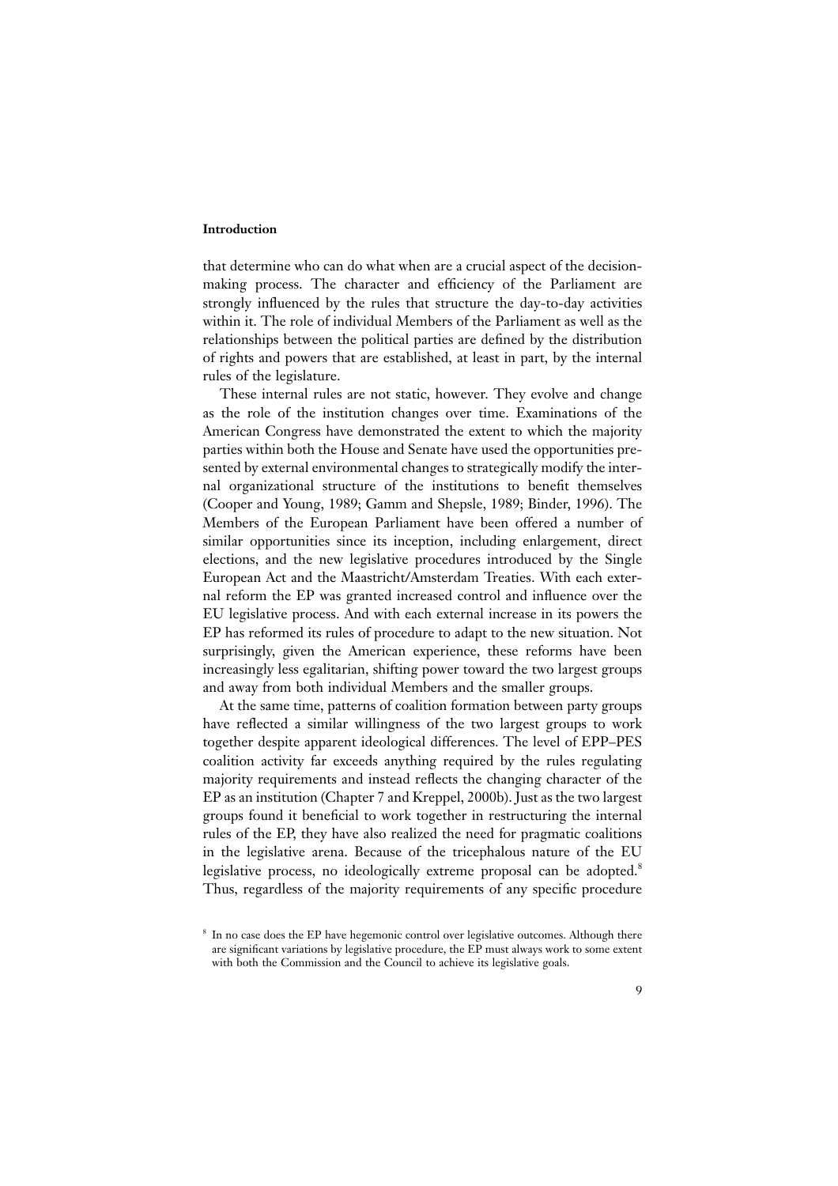that determine who can do what when are a crucial aspect of the decision-making process. The character and efficiency of the Parliament are strongly influenced by the rules that structure the day-to-day activities within it. The role of individual Members of the Parliament as well as the relationships between the political parties are defined by the distribution of rights and powers that are established, at least in part, by the internal rules of the legislature.

These internal rules are not static, however. They evolve and change as the role of the institution changes over time. Examinations of the American Congress have demonstrated the extent to which the majority parties within both the House and Senate have used the opportunities presented by external environmental changes to strategically modify the internal organizational structure of the institutions to benefit themselves (Cooper and Young, 1989; Gamm and Shepsle, 1989; Binder, 1996). The Members of the European Parliament have been offered a number of similar opportunities since its inception, including enlargement, direct elections, and the new legislative procedures introduced by the Single European Act and the Maastricht/Amsterdam Treaties. With each external reform the EP was granted increased control and influence over the EU legislative process. And with each external increase in its powers the EP has reformed its rules of procedure to adapt to the new situation. Not surprisingly, given the American experience, these reforms have been increasingly less egalitarian, shifting power toward the two largest groups and away from both individual Members and the smaller groups.

At the same time, patterns of coalition formation between party groups have reflected a similar willingness of the two largest groups to work together despite apparent ideological differences. The level of EPP–PES coalition activity far exceeds anything required by the rules regulating majority requirements and instead reflects the changing character of the EP as an institution (Chapter 7 and Kreppel, 2000b). Just as the two largest groups found it beneficial to work together in restructuring the internal rules of the EP, they have also realized the need for pragmatic coalitions in the legislative arena. Because of the tricephalous nature of the EU legislative process, no ideologically extreme proposal can be adopted.[8] Thus, regardless of the majority requirements of any specific procedure

[8] In no case does the EP have hegemonic control over legislative outcomes. Although there are significant variations by legislative procedure, the EP must always work to some extent with both the Commission and the Council to achieve its legislative goals.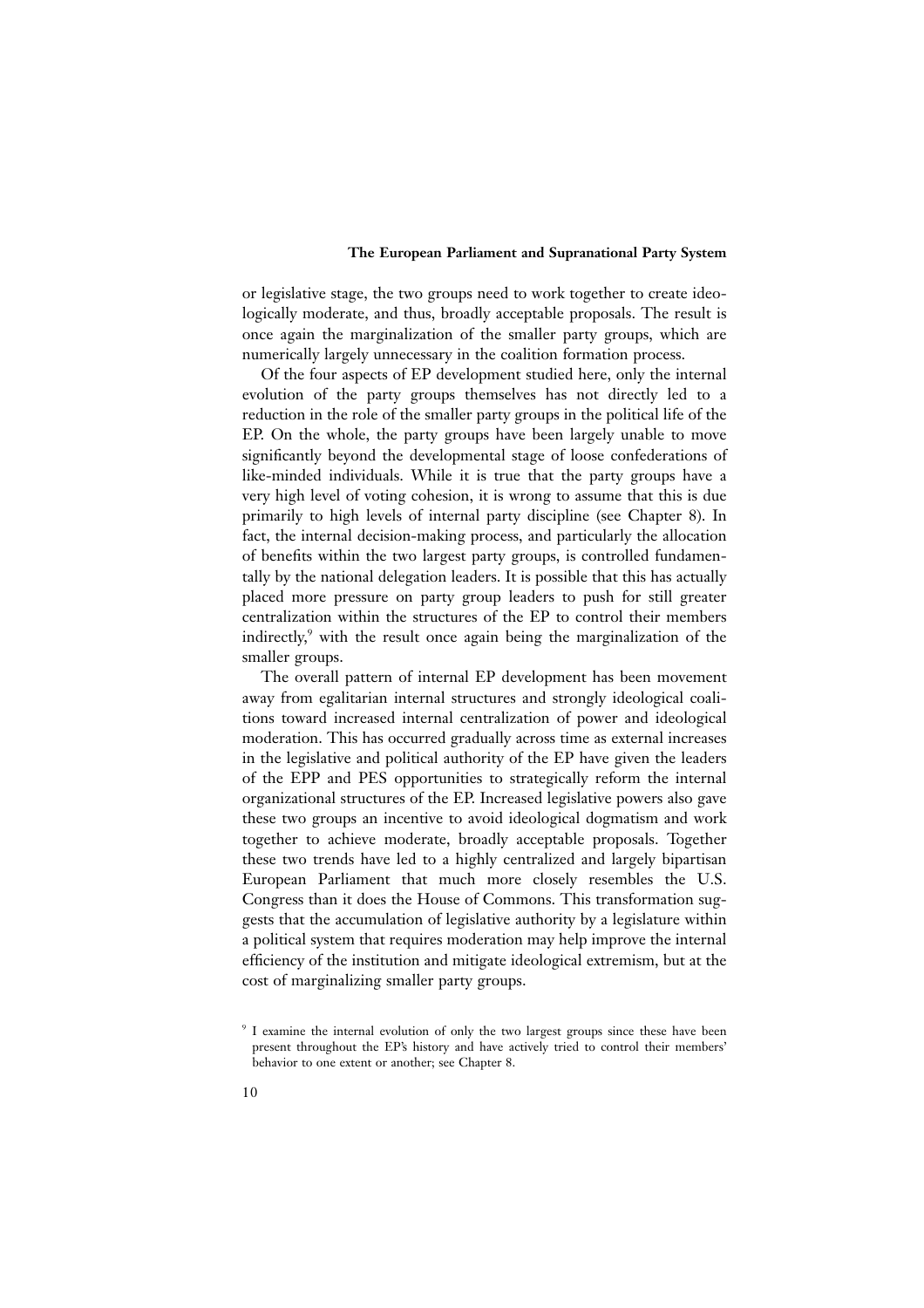or legislative stage, the two groups need to work together to create ideologically moderate, and thus, broadly acceptable proposals. The result is once again the marginalization of the smaller party groups, which are numerically largely unnecessary in the coalition formation process.

Of the four aspects of EP development studied here, only the internal evolution of the party groups themselves has not directly led to a reduction in the role of the smaller party groups in the political life of the EP. On the whole, the party groups have been largely unable to move significantly beyond the developmental stage of loose confederations of like-minded individuals. While it is true that the party groups have a very high level of voting cohesion, it is wrong to assume that this is due primarily to high levels of internal party discipline (see Chapter 8). In fact, the internal decision-making process, and particularly the allocation of benefits within the two largest party groups, is controlled fundamentally by the national delegation leaders. It is possible that this has actually placed more pressure on party group leaders to push for still greater centralization within the structures of the EP to control their members indirectly,[9] with the result once again being the marginalization of the smaller groups.

The overall pattern of internal EP development has been movement away from egalitarian internal structures and strongly ideological coalitions toward increased internal centralization of power and ideological moderation. This has occurred gradually across time as external increases in the legislative and political authority of the EP have given the leaders of the EPP and PES opportunities to strategically reform the internal organizational structures of the EP. Increased legislative powers also gave these two groups an incentive to avoid ideological dogmatism and work together to achieve moderate, broadly acceptable proposals. Together these two trends have led to a highly centralized and largely bipartisan European Parliament that much more closely resembles the U.S. Congress than it does the House of Commons. This transformation suggests that the accumulation of legislative authority by a legislature within a political system that requires moderation may help improve the internal efficiency of the institution and mitigate ideological extremism, but at the cost of marginalizing smaller party groups.

[9] I examine the internal evolution of only the two largest groups since these have been present throughout the EP's history and have actively tried to control their members' behavior to one extent or another; see Chapter 8.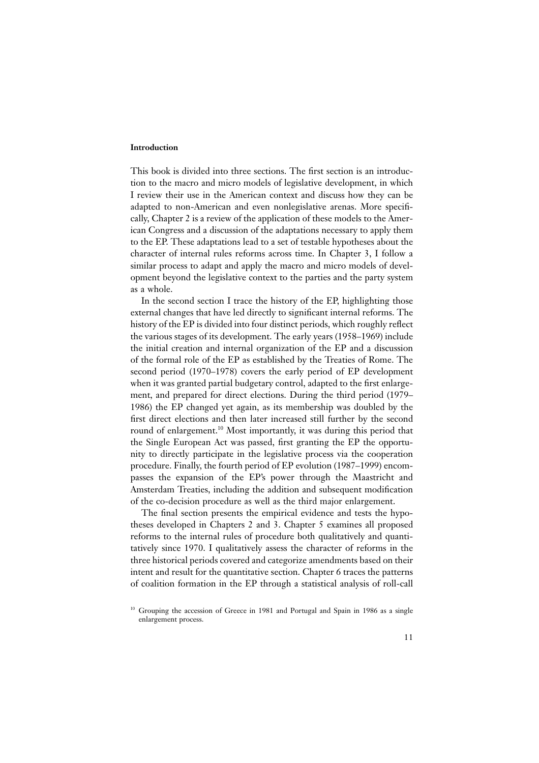**Introduction**

This book is divided into three sections. The first section is an introduction to the macro and micro models of legislative development, in which I review their use in the American context and discuss how they can be adapted to non-American and even nonlegislative arenas. More specifically, Chapter 2 is a review of the application of these models to the American Congress and a discussion of the adaptations necessary to apply them to the EP. These adaptations lead to a set of testable hypotheses about the character of internal rules reforms across time. In Chapter 3, I follow a similar process to adapt and apply the macro and micro models of development beyond the legislative context to the parties and the party system as a whole.

In the second section I trace the history of the EP, highlighting those external changes that have led directly to significant internal reforms. The history of the EP is divided into four distinct periods, which roughly reflect the various stages of its development. The early years (1958–1969) include the initial creation and internal organization of the EP and a discussion of the formal role of the EP as established by the Treaties of Rome. The second period (1970–1978) covers the early period of EP development when it was granted partial budgetary control, adapted to the first enlargement, and prepared for direct elections. During the third period (1979–1986) the EP changed yet again, as its membership was doubled by the first direct elections and then later increased still further by the second round of enlargement.[10] Most importantly, it was during this period that the Single European Act was passed, first granting the EP the opportunity to directly participate in the legislative process via the cooperation procedure. Finally, the fourth period of EP evolution (1987–1999) encompasses the expansion of the EP's power through the Maastricht and Amsterdam Treaties, including the addition and subsequent modification of the co-decision procedure as well as the third major enlargement.

The final section presents the empirical evidence and tests the hypotheses developed in Chapters 2 and 3. Chapter 5 examines all proposed reforms to the internal rules of procedure both qualitatively and quantitatively since 1970. I qualitatively assess the character of reforms in the three historical periods covered and categorize amendments based on their intent and result for the quantitative section. Chapter 6 traces the patterns of coalition formation in the EP through a statistical analysis of roll-call

[10] Grouping the accession of Greece in 1981 and Portugal and Spain in 1986 as a single enlargement process.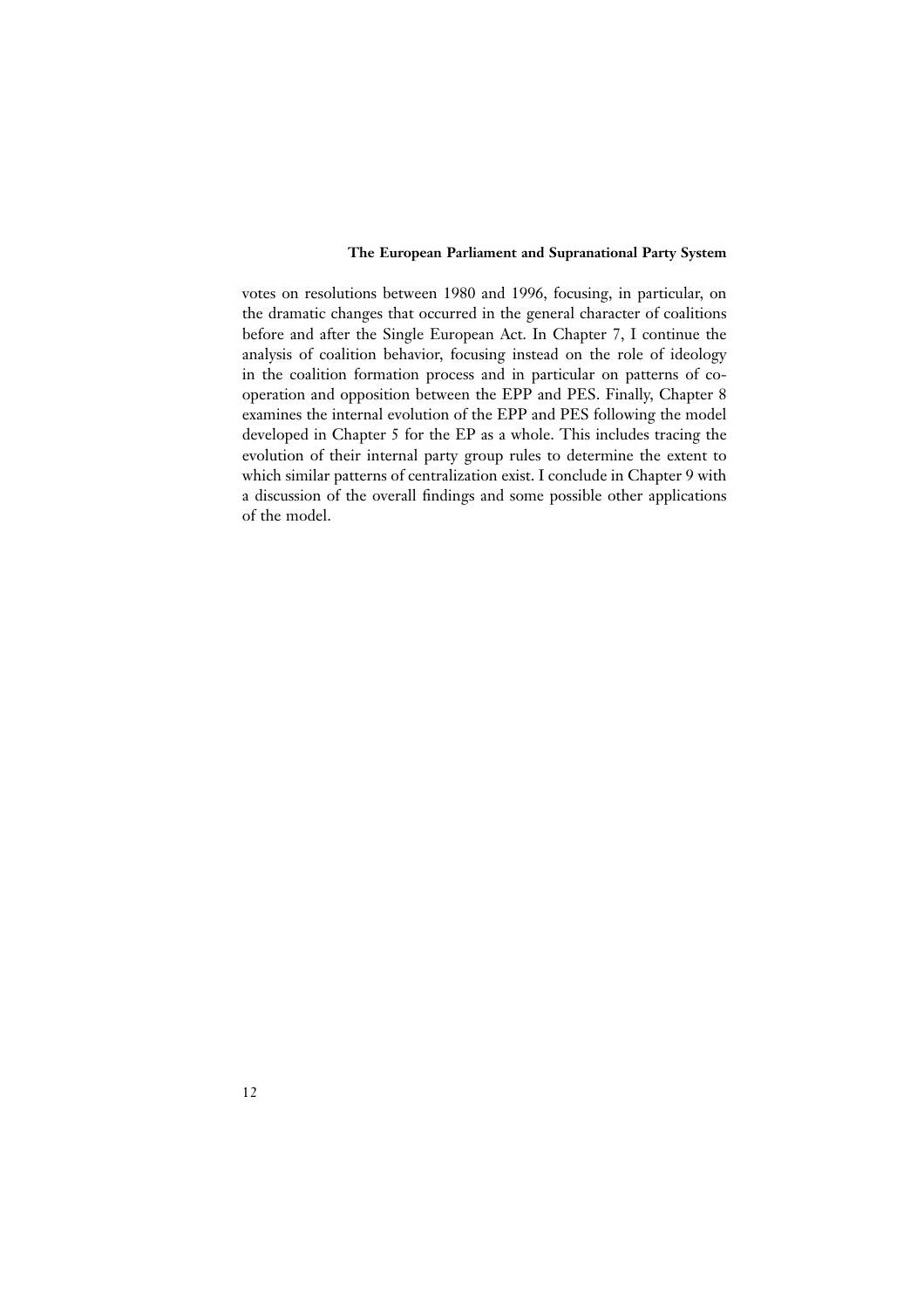votes on resolutions between 1980 and 1996, focusing, in particular, on the dramatic changes that occurred in the general character of coalitions before and after the Single European Act. In Chapter 7, I continue the analysis of coalition behavior, focusing instead on the role of ideology in the coalition formation process and in particular on patterns of co-operation and opposition between the EPP and PES. Finally, Chapter 8 examines the internal evolution of the EPP and PES following the model developed in Chapter 5 for the EP as a whole. This includes tracing the evolution of their internal party group rules to determine the extent to which similar patterns of centralization exist. I conclude in Chapter 9 with a discussion of the overall findings and some possible other applications of the model.